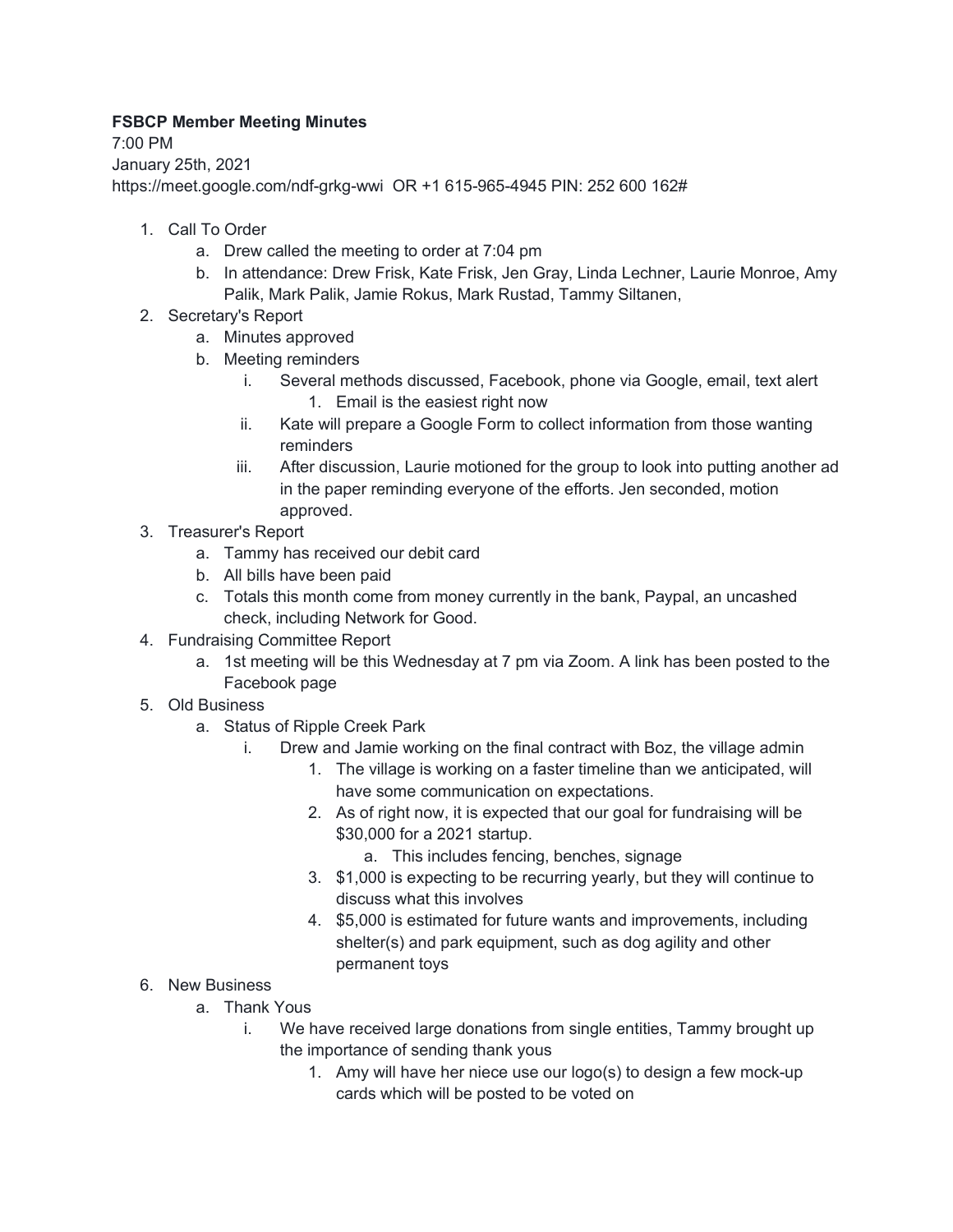**FSBCP Member Meeting Minutes**

7:00 PM

January 25th, 2021

https://meet.google.com/ndf-grkg-wwi OR +1 615-965-4945 PIN: 252 600 162#

1. Call To Order
    a. Drew called the meeting to order at 7:04 pm
    b. In attendance: Drew Frisk, Kate Frisk, Jen Gray, Linda Lechner, Laurie Monroe, Amy Palik, Mark Palik, Jamie Rokus, Mark Rustad, Tammy Siltanen,
2. Secretary's Report
    a. Minutes approved
    b. Meeting reminders
        i. Several methods discussed, Facebook, phone via Google, email, text alert
            1. Email is the easiest right now
        ii. Kate will prepare a Google Form to collect information from those wanting reminders
        iii. After discussion, Laurie motioned for the group to look into putting another ad in the paper reminding everyone of the efforts. Jen seconded, motion approved.
3. Treasurer's Report
    a. Tammy has received our debit card
    b. All bills have been paid
    c. Totals this month come from money currently in the bank, Paypal, an uncashed check, including Network for Good.
4. Fundraising Committee Report
    a. 1st meeting will be this Wednesday at 7 pm via Zoom. A link has been posted to the Facebook page
5. Old Business
    a. Status of Ripple Creek Park
        i. Drew and Jamie working on the final contract with Boz, the village admin
            1. The village is working on a faster timeline than we anticipated, will have some communication on expectations.
            2. As of right now, it is expected that our goal for fundraising will be $30,000 for a 2021 startup.
                a. This includes fencing, benches, signage
            3. $1,000 is expecting to be recurring yearly, but they will continue to discuss what this involves
            4. $5,000 is estimated for future wants and improvements, including shelter(s) and park equipment, such as dog agility and other permanent toys
6. New Business
    a. Thank Yous
        i. We have received large donations from single entities, Tammy brought up the importance of sending thank yous
            1. Amy will have her niece use our logo(s) to design a few mock-up cards which will be posted to be voted on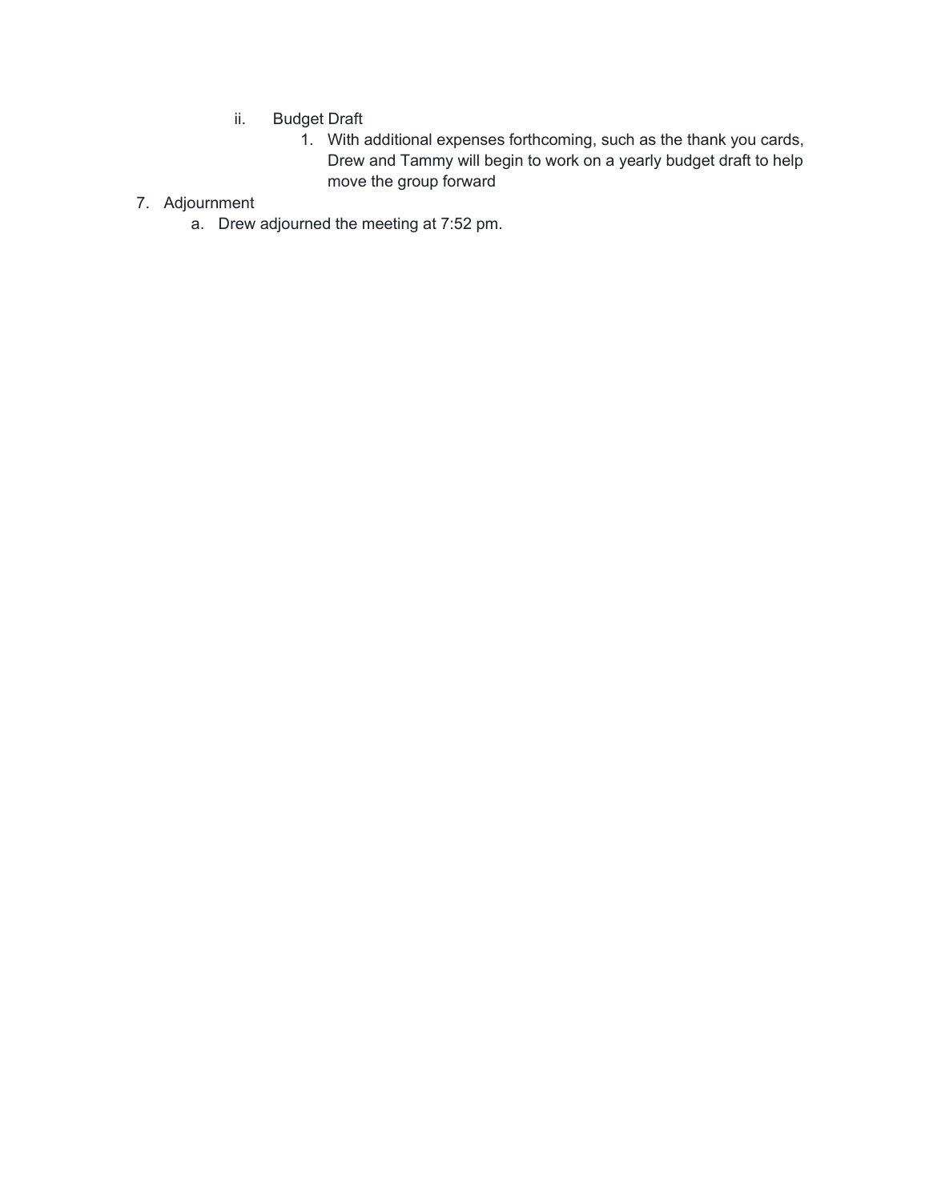ii. Budget Draft
    1. With additional expenses forthcoming, such as the thank you cards, Drew and Tammy will begin to work on a yearly budget draft to help move the group forward

7. Adjournment
    a. Drew adjourned the meeting at 7:52 pm.